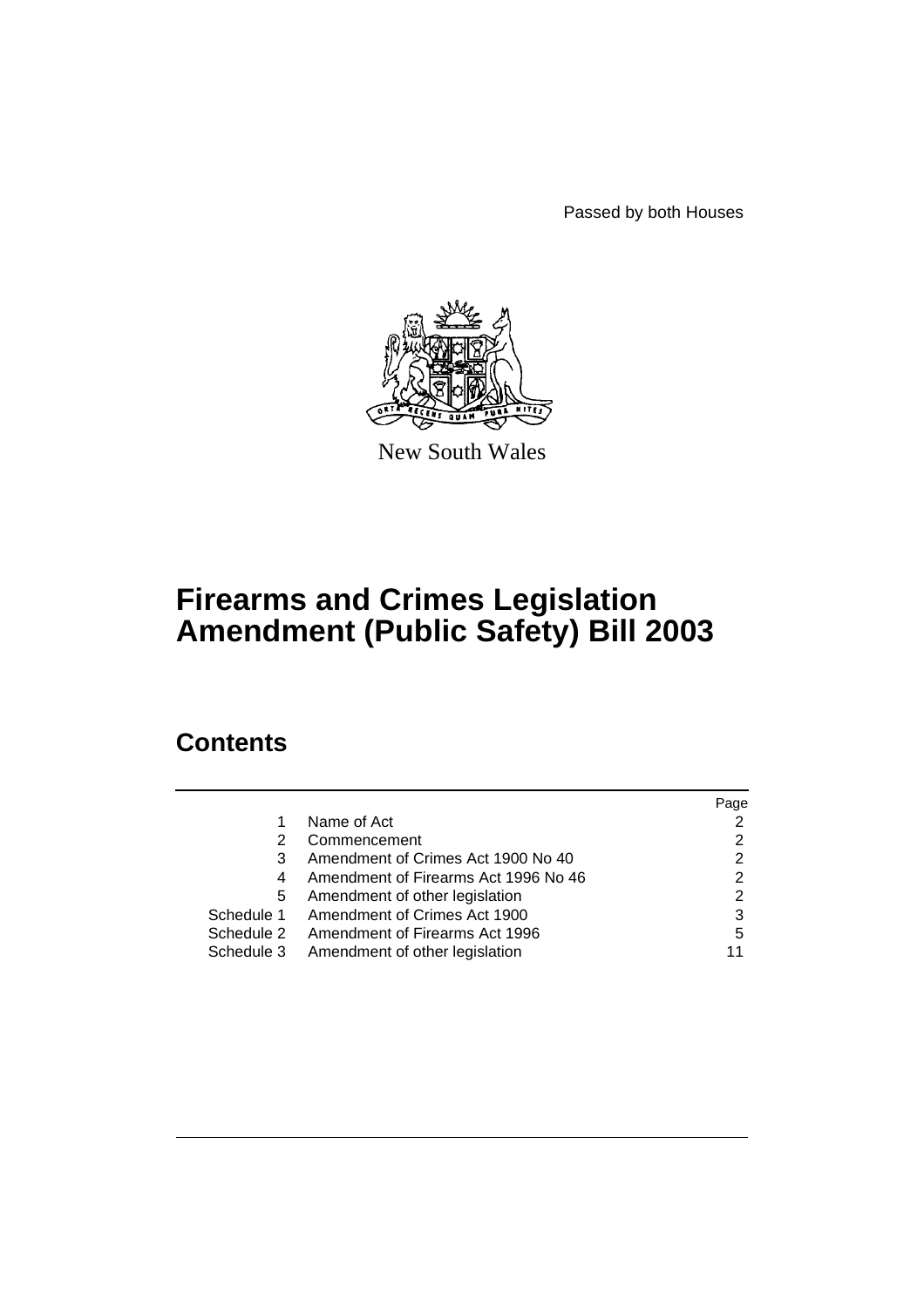Passed by both Houses

New South Wales

# Firearms and Crimes Legislation Amendment (Public Safety) Bill 2003

## Contents

| | | Page |
|---|---|---|
| 1 | Name of Act | 2 |
| 2 | Commencement | 2 |
| 3 | Amendment of Crimes Act 1900 No 40 | 2 |
| 4 | Amendment of Firearms Act 1996 No 46 | 2 |
| 5 | Amendment of other legislation | 2 |
| Schedule 1 | Amendment of Crimes Act 1900 | 3 |
| Schedule 2 | Amendment of Firearms Act 1996 | 5 |
| Schedule 3 | Amendment of other legislation | 11 |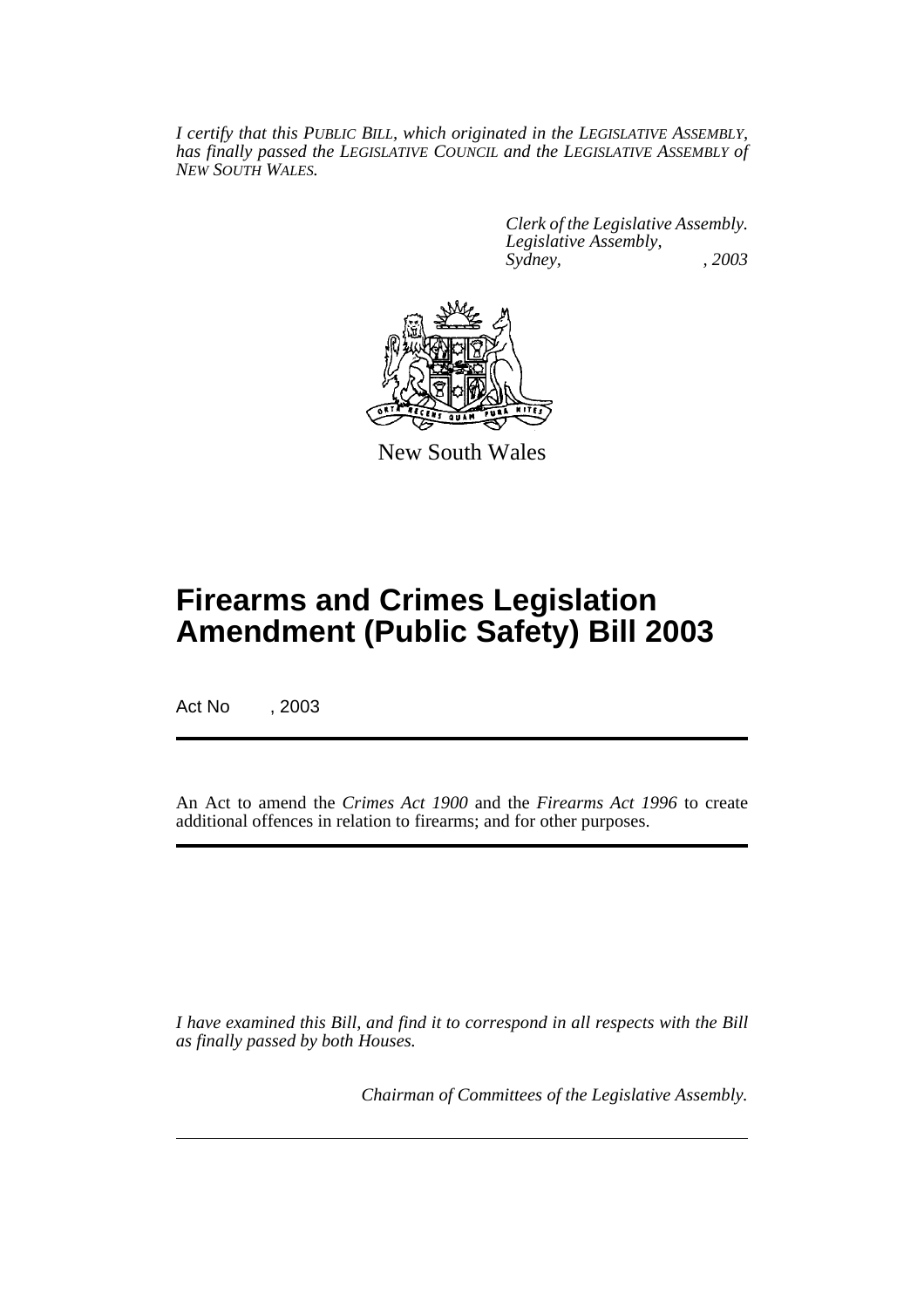*I certify that this PUBLIC BILL, which originated in the LEGISLATIVE ASSEMBLY, has finally passed the LEGISLATIVE COUNCIL and the LEGISLATIVE ASSEMBLY of NEW SOUTH WALES.*

*Clerk of the Legislative Assembly.*
*Legislative Assembly,*
*Sydney, , 2003*

New South Wales

# Firearms and Crimes Legislation Amendment (Public Safety) Bill 2003

Act No , 2003

An Act to amend the *Crimes Act 1900* and the *Firearms Act 1996* to create additional offences in relation to firearms; and for other purposes.

*I have examined this Bill, and find it to correspond in all respects with the Bill as finally passed by both Houses.*

*Chairman of Committees of the Legislative Assembly.*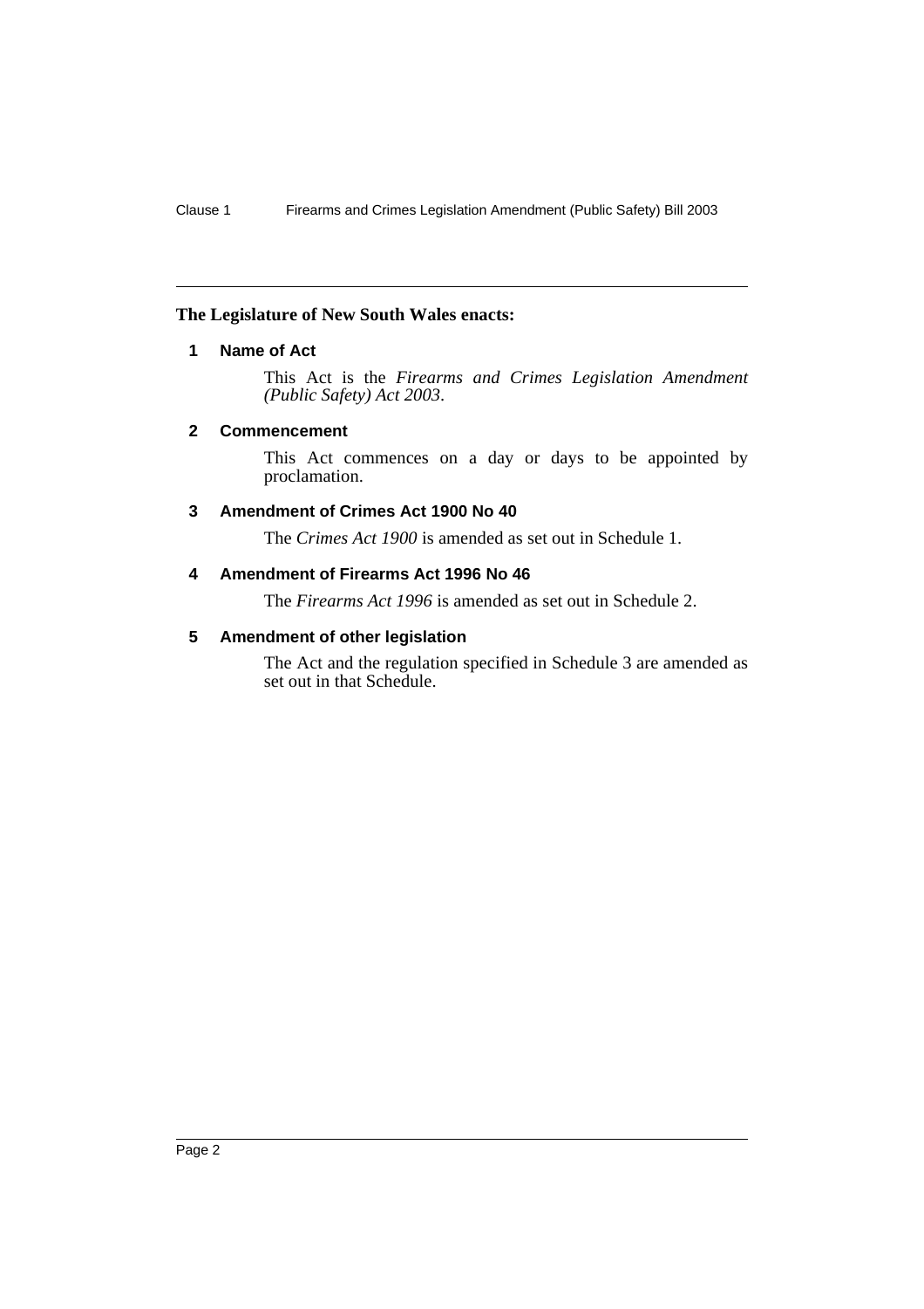**The Legislature of New South Wales enacts:**

## 1 Name of Act

This Act is the *Firearms and Crimes Legislation Amendment (Public Safety) Act 2003*.

## 2 Commencement

This Act commences on a day or days to be appointed by proclamation.

## 3 Amendment of Crimes Act 1900 No 40

The *Crimes Act 1900* is amended as set out in Schedule 1.

## 4 Amendment of Firearms Act 1996 No 46

The *Firearms Act 1996* is amended as set out in Schedule 2.

## 5 Amendment of other legislation

The Act and the regulation specified in Schedule 3 are amended as set out in that Schedule.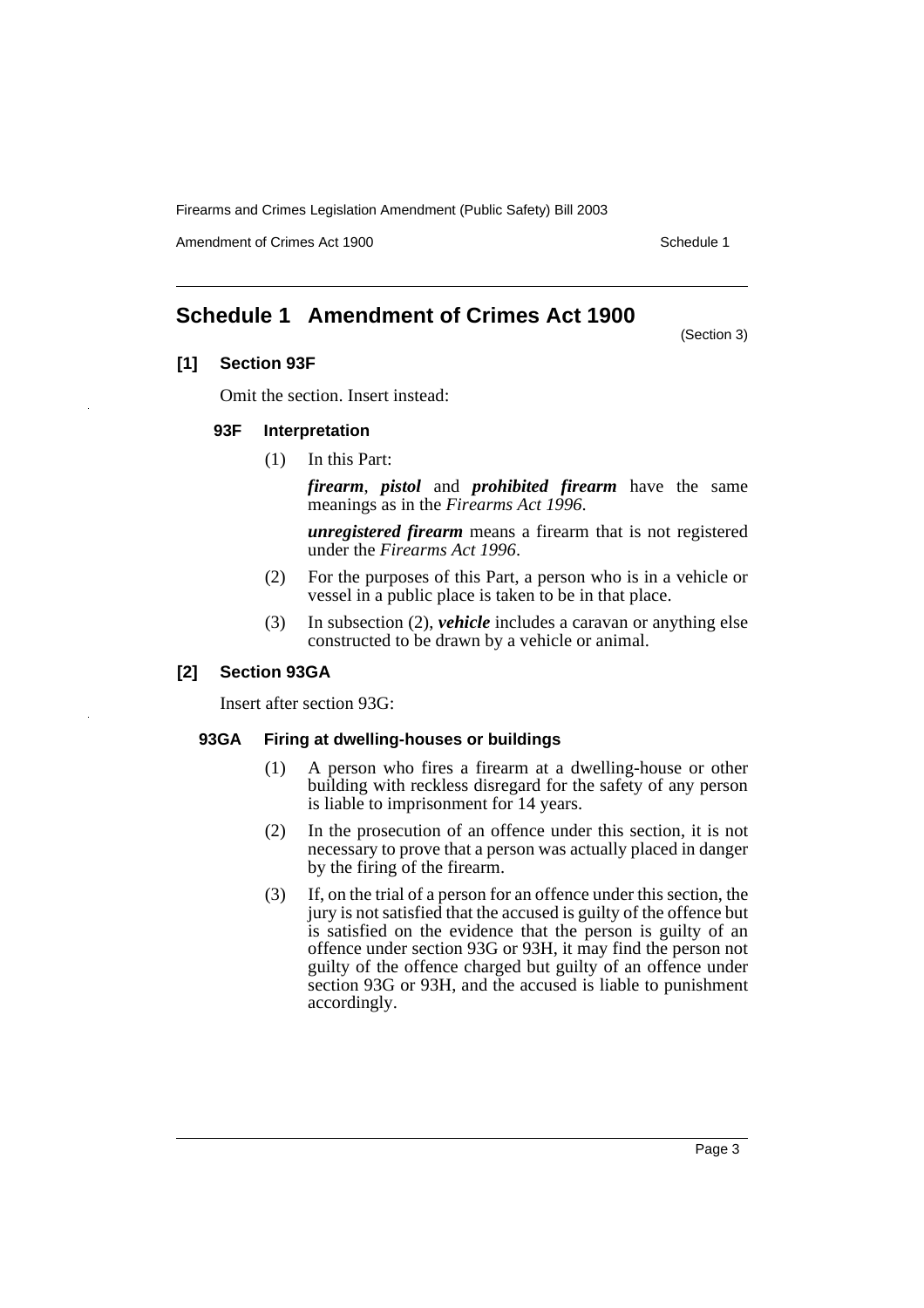# Schedule 1 Amendment of Crimes Act 1900

(Section 3)

## [1] Section 93F

Omit the section. Insert instead:

### 93F Interpretation

(1) In this Part:

***firearm***, ***pistol*** and ***prohibited firearm*** have the same meanings as in the *Firearms Act 1996*.

***unregistered firearm*** means a firearm that is not registered under the *Firearms Act 1996*.

(2) For the purposes of this Part, a person who is in a vehicle or vessel in a public place is taken to be in that place.

(3) In subsection (2), ***vehicle*** includes a caravan or anything else constructed to be drawn by a vehicle or animal.

## [2] Section 93GA

Insert after section 93G:

### 93GA Firing at dwelling-houses or buildings

(1) A person who fires a firearm at a dwelling-house or other building with reckless disregard for the safety of any person is liable to imprisonment for 14 years.

(2) In the prosecution of an offence under this section, it is not necessary to prove that a person was actually placed in danger by the firing of the firearm.

(3) If, on the trial of a person for an offence under this section, the jury is not satisfied that the accused is guilty of the offence but is satisfied on the evidence that the person is guilty of an offence under section 93G or 93H, it may find the person not guilty of the offence charged but guilty of an offence under section 93G or 93H, and the accused is liable to punishment accordingly.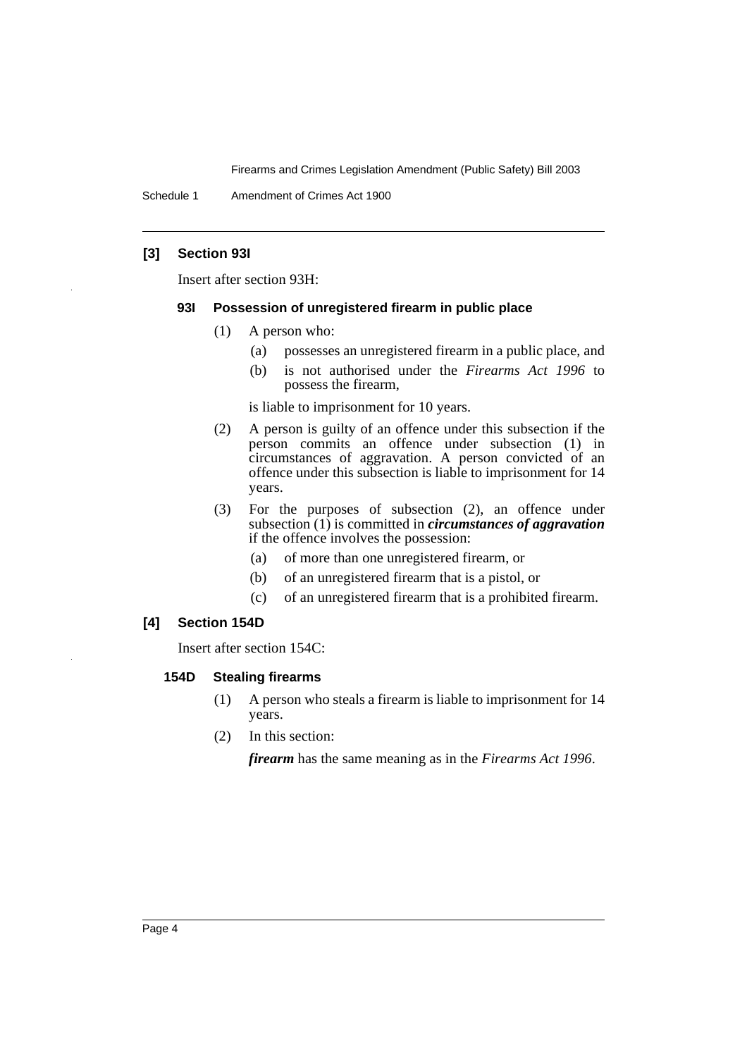## [3] Section 93I

Insert after section 93H:

### 93I Possession of unregistered firearm in public place

(1) A person who:

(a) possesses an unregistered firearm in a public place, and

(b) is not authorised under the *Firearms Act 1996* to possess the firearm,

is liable to imprisonment for 10 years.

(2) A person is guilty of an offence under this subsection if the person commits an offence under subsection (1) in circumstances of aggravation. A person convicted of an offence under this subsection is liable to imprisonment for 14 years.

(3) For the purposes of subsection (2), an offence under subsection (1) is committed in ***circumstances of aggravation*** if the offence involves the possession:

(a) of more than one unregistered firearm, or

(b) of an unregistered firearm that is a pistol, or

(c) of an unregistered firearm that is a prohibited firearm.

## [4] Section 154D

Insert after section 154C:

### 154D Stealing firearms

(1) A person who steals a firearm is liable to imprisonment for 14 years.

(2) In this section:

***firearm*** has the same meaning as in the *Firearms Act 1996*.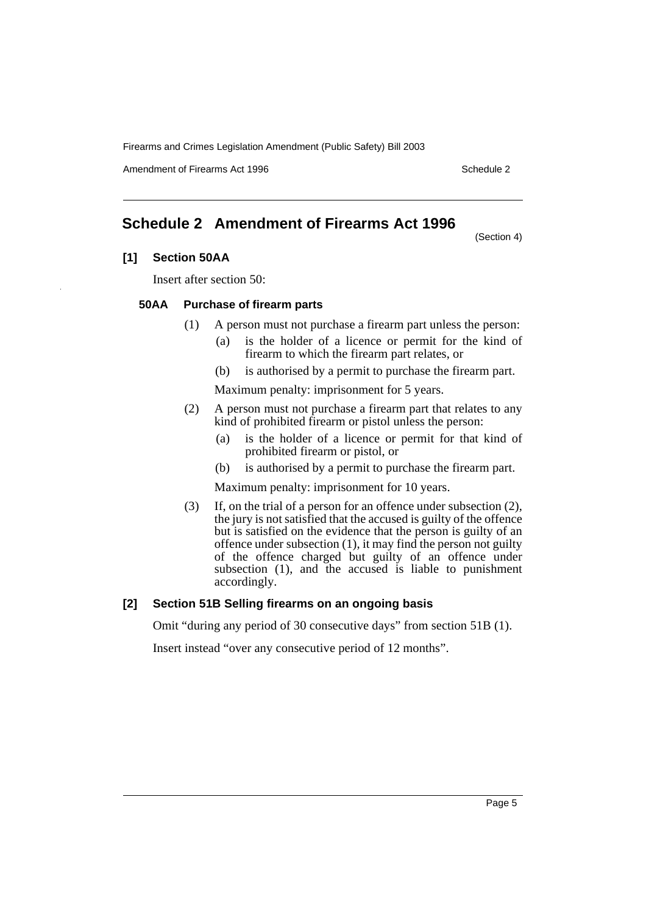## Schedule 2 Amendment of Firearms Act 1996

(Section 4)

### [1] Section 50AA

Insert after section 50:

#### 50AA Purchase of firearm parts

(1) A person must not purchase a firearm part unless the person:

- (a) is the holder of a licence or permit for the kind of firearm to which the firearm part relates, or
- (b) is authorised by a permit to purchase the firearm part.

Maximum penalty: imprisonment for 5 years.

(2) A person must not purchase a firearm part that relates to any kind of prohibited firearm or pistol unless the person:

- (a) is the holder of a licence or permit for that kind of prohibited firearm or pistol, or
- (b) is authorised by a permit to purchase the firearm part.

Maximum penalty: imprisonment for 10 years.

(3) If, on the trial of a person for an offence under subsection (2), the jury is not satisfied that the accused is guilty of the offence but is satisfied on the evidence that the person is guilty of an offence under subsection (1), it may find the person not guilty of the offence charged but guilty of an offence under subsection (1), and the accused is liable to punishment accordingly.

### [2] Section 51B Selling firearms on an ongoing basis

Omit "during any period of 30 consecutive days" from section 51B (1).

Insert instead "over any consecutive period of 12 months".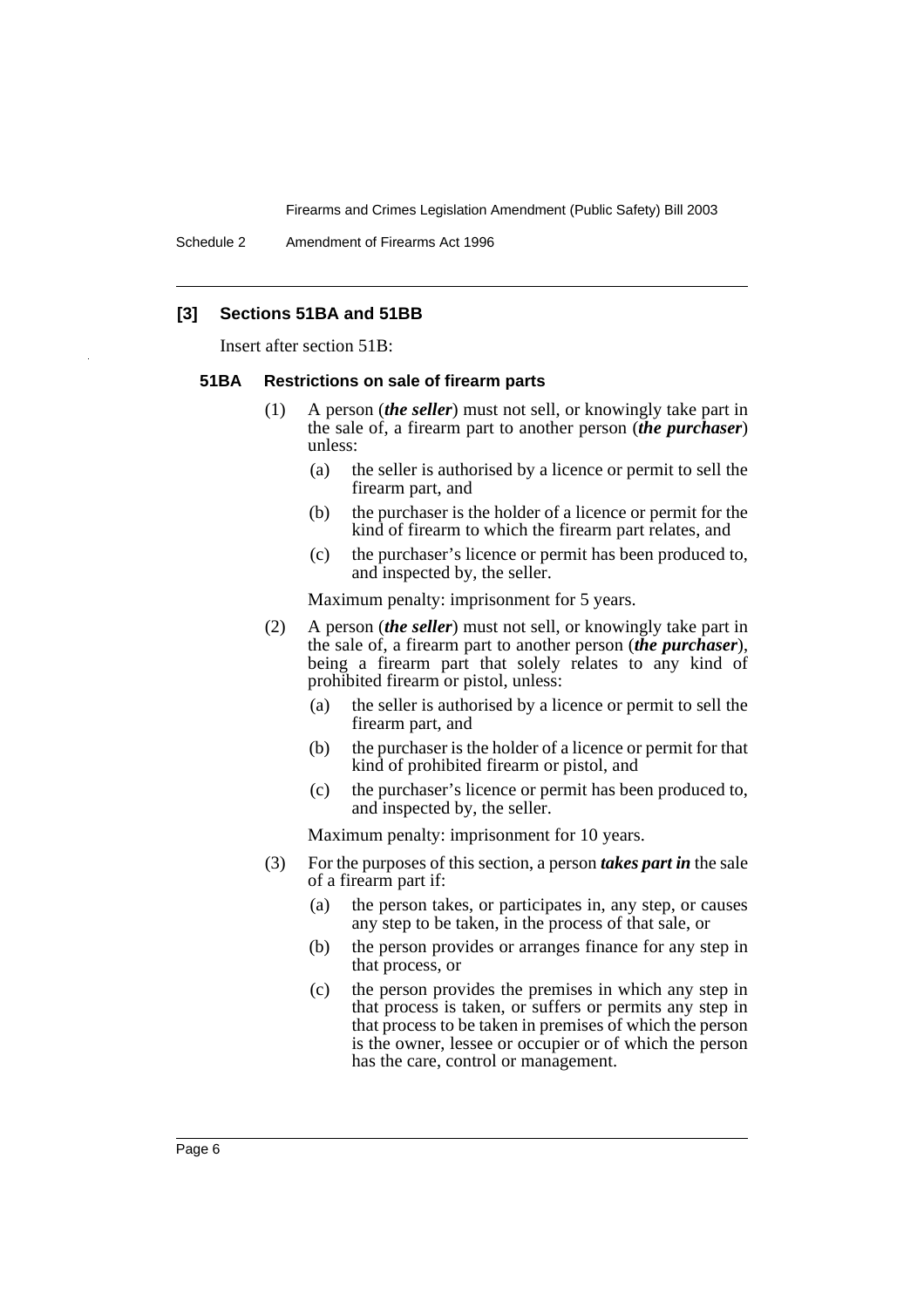### [3] Sections 51BA and 51BB

Insert after section 51B:

#### 51BA Restrictions on sale of firearm parts

(1) A person (***the seller***) must not sell, or knowingly take part in the sale of, a firearm part to another person (***the purchaser***) unless:

(a) the seller is authorised by a licence or permit to sell the firearm part, and

(b) the purchaser is the holder of a licence or permit for the kind of firearm to which the firearm part relates, and

(c) the purchaser's licence or permit has been produced to, and inspected by, the seller.

Maximum penalty: imprisonment for 5 years.

(2) A person (***the seller***) must not sell, or knowingly take part in the sale of, a firearm part to another person (***the purchaser***), being a firearm part that solely relates to any kind of prohibited firearm or pistol, unless:

(a) the seller is authorised by a licence or permit to sell the firearm part, and

(b) the purchaser is the holder of a licence or permit for that kind of prohibited firearm or pistol, and

(c) the purchaser's licence or permit has been produced to, and inspected by, the seller.

Maximum penalty: imprisonment for 10 years.

(3) For the purposes of this section, a person ***takes part in*** the sale of a firearm part if:

(a) the person takes, or participates in, any step, or causes any step to be taken, in the process of that sale, or

(b) the person provides or arranges finance for any step in that process, or

(c) the person provides the premises in which any step in that process is taken, or suffers or permits any step in that process to be taken in premises of which the person is the owner, lessee or occupier or of which the person has the care, control or management.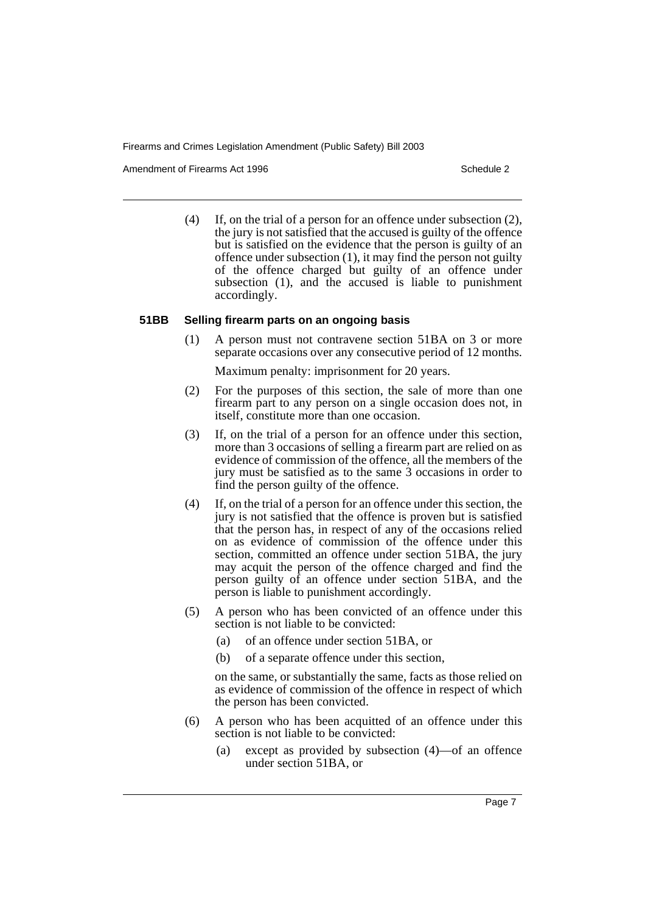(4) If, on the trial of a person for an offence under subsection (2), the jury is not satisfied that the accused is guilty of the offence but is satisfied on the evidence that the person is guilty of an offence under subsection (1), it may find the person not guilty of the offence charged but guilty of an offence under subsection (1), and the accused is liable to punishment accordingly.

**51BB Selling firearm parts on an ongoing basis**

(1) A person must not contravene section 51BA on 3 or more separate occasions over any consecutive period of 12 months.

Maximum penalty: imprisonment for 20 years.

(2) For the purposes of this section, the sale of more than one firearm part to any person on a single occasion does not, in itself, constitute more than one occasion.

(3) If, on the trial of a person for an offence under this section, more than 3 occasions of selling a firearm part are relied on as evidence of commission of the offence, all the members of the jury must be satisfied as to the same 3 occasions in order to find the person guilty of the offence.

(4) If, on the trial of a person for an offence under this section, the jury is not satisfied that the offence is proven but is satisfied that the person has, in respect of any of the occasions relied on as evidence of commission of the offence under this section, committed an offence under section 51BA, the jury may acquit the person of the offence charged and find the person guilty of an offence under section 51BA, and the person is liable to punishment accordingly.

(5) A person who has been convicted of an offence under this section is not liable to be convicted:

(a) of an offence under section 51BA, or

(b) of a separate offence under this section,

on the same, or substantially the same, facts as those relied on as evidence of commission of the offence in respect of which the person has been convicted.

(6) A person who has been acquitted of an offence under this section is not liable to be convicted:

(a) except as provided by subsection (4)—of an offence under section 51BA, or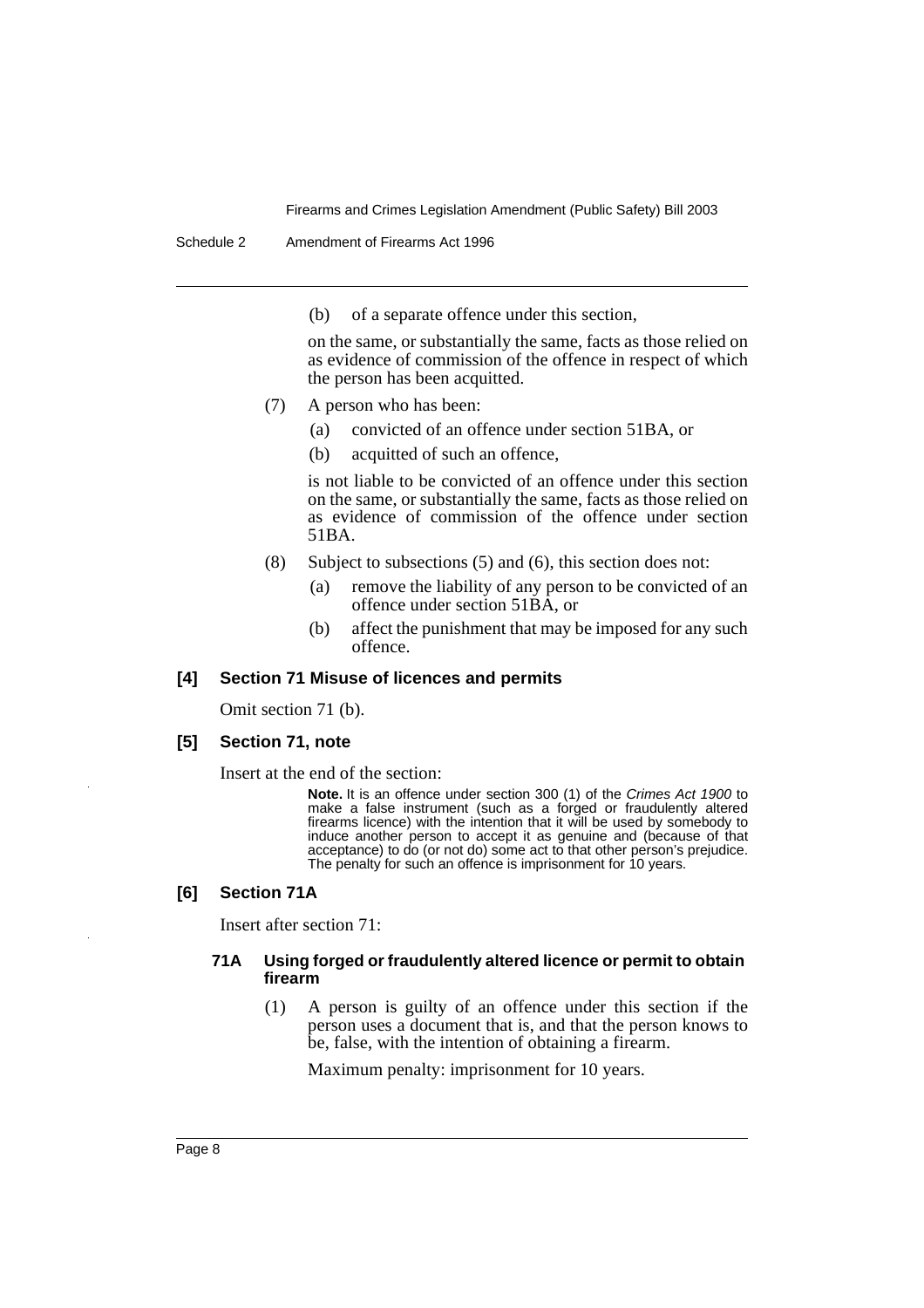(b) of a separate offence under this section,

on the same, or substantially the same, facts as those relied on as evidence of commission of the offence in respect of which the person has been acquitted.

(7) A person who has been:

(a) convicted of an offence under section 51BA, or

(b) acquitted of such an offence,

is not liable to be convicted of an offence under this section on the same, or substantially the same, facts as those relied on as evidence of commission of the offence under section 51BA.

(8) Subject to subsections (5) and (6), this section does not:

(a) remove the liability of any person to be convicted of an offence under section 51BA, or

(b) affect the punishment that may be imposed for any such offence.

### [4] Section 71 Misuse of licences and permits

Omit section 71 (b).

### [5] Section 71, note

Insert at the end of the section:

**Note.** It is an offence under section 300 (1) of the *Crimes Act 1900* to make a false instrument (such as a forged or fraudulently altered firearms licence) with the intention that it will be used by somebody to induce another person to accept it as genuine and (because of that acceptance) to do (or not do) some act to that other person's prejudice. The penalty for such an offence is imprisonment for 10 years.

### [6] Section 71A

Insert after section 71:

#### 71A Using forged or fraudulently altered licence or permit to obtain firearm

(1) A person is guilty of an offence under this section if the person uses a document that is, and that the person knows to be, false, with the intention of obtaining a firearm.

Maximum penalty: imprisonment for 10 years.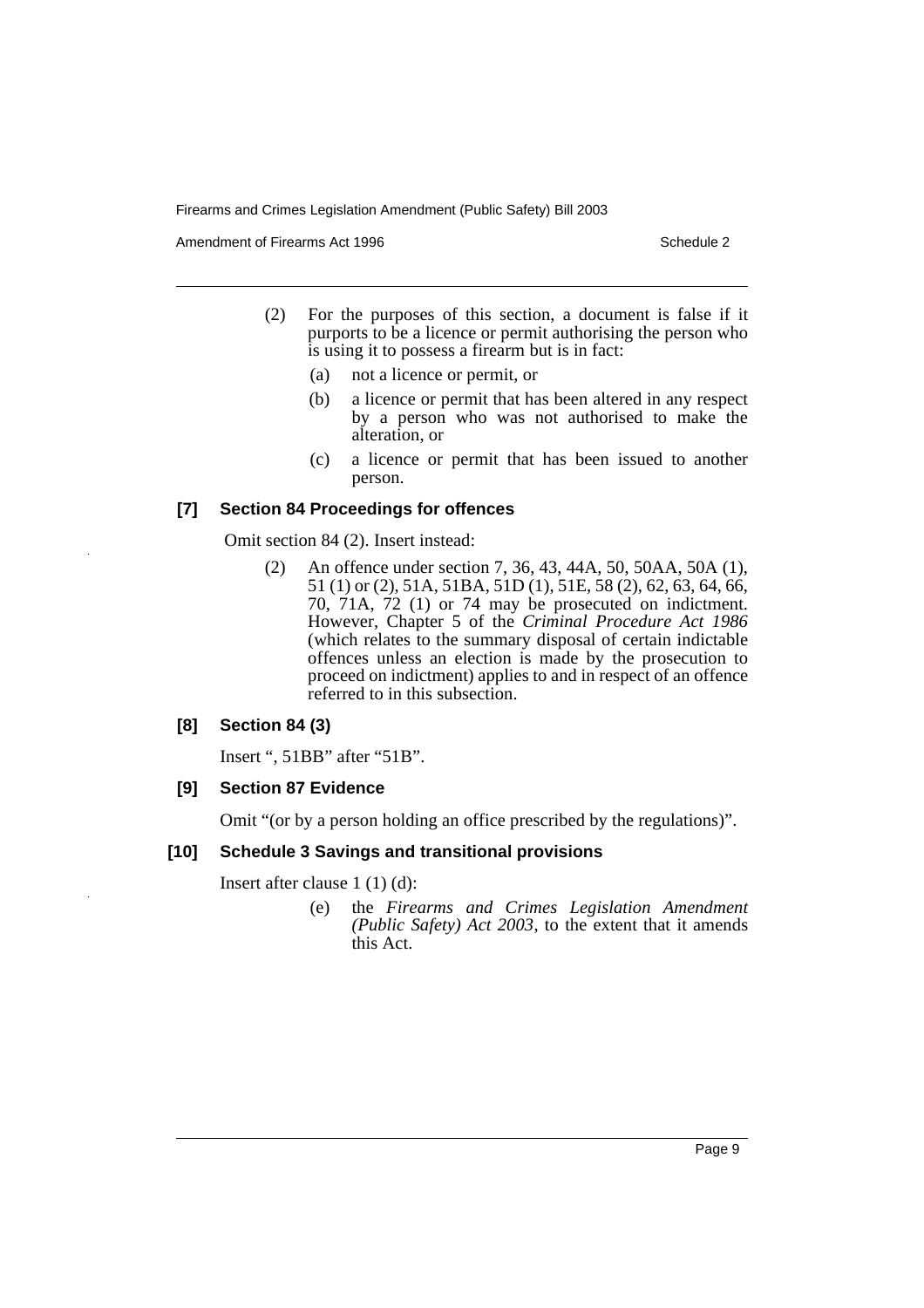(2) For the purposes of this section, a document is false if it purports to be a licence or permit authorising the person who is using it to possess a firearm but is in fact:

(a) not a licence or permit, or

(b) a licence or permit that has been altered in any respect by a person who was not authorised to make the alteration, or

(c) a licence or permit that has been issued to another person.

### [7] Section 84 Proceedings for offences

Omit section 84 (2). Insert instead:

(2) An offence under section 7, 36, 43, 44A, 50, 50AA, 50A (1), 51 (1) or (2), 51A, 51BA, 51D (1), 51E, 58 (2), 62, 63, 64, 66, 70, 71A, 72 (1) or 74 may be prosecuted on indictment. However, Chapter 5 of the *Criminal Procedure Act 1986* (which relates to the summary disposal of certain indictable offences unless an election is made by the prosecution to proceed on indictment) applies to and in respect of an offence referred to in this subsection.

### [8] Section 84 (3)

Insert ", 51BB" after "51B".

### [9] Section 87 Evidence

Omit "(or by a person holding an office prescribed by the regulations)".

### [10] Schedule 3 Savings and transitional provisions

Insert after clause 1 (1) (d):

(e) the *Firearms and Crimes Legislation Amendment (Public Safety) Act 2003*, to the extent that it amends this Act.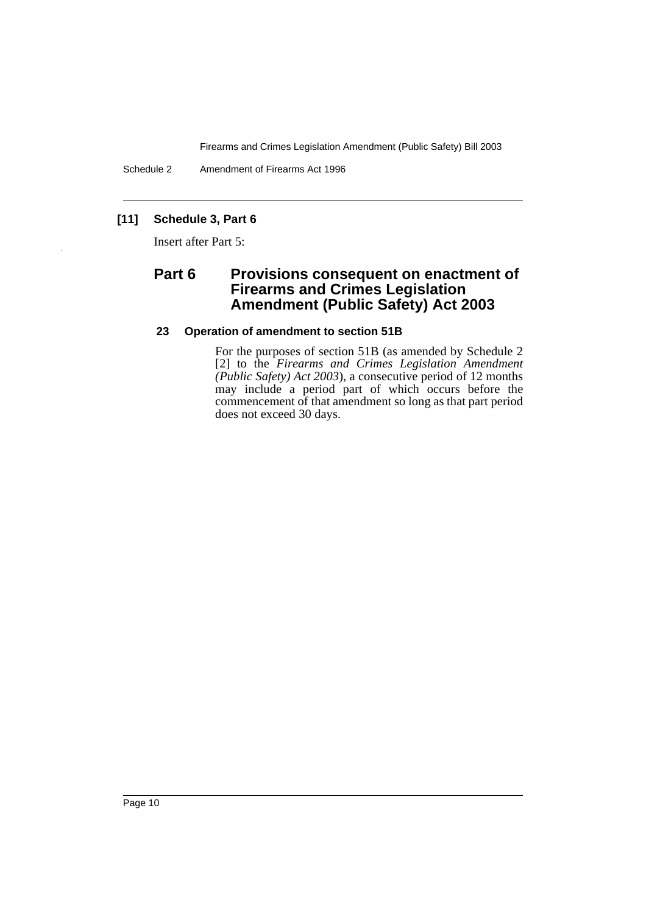### [11] Schedule 3, Part 6

Insert after Part 5:

## Part 6 Provisions consequent on enactment of Firearms and Crimes Legislation Amendment (Public Safety) Act 2003

### 23 Operation of amendment to section 51B

For the purposes of section 51B (as amended by Schedule 2 [2] to the *Firearms and Crimes Legislation Amendment (Public Safety) Act 2003*), a consecutive period of 12 months may include a period part of which occurs before the commencement of that amendment so long as that part period does not exceed 30 days.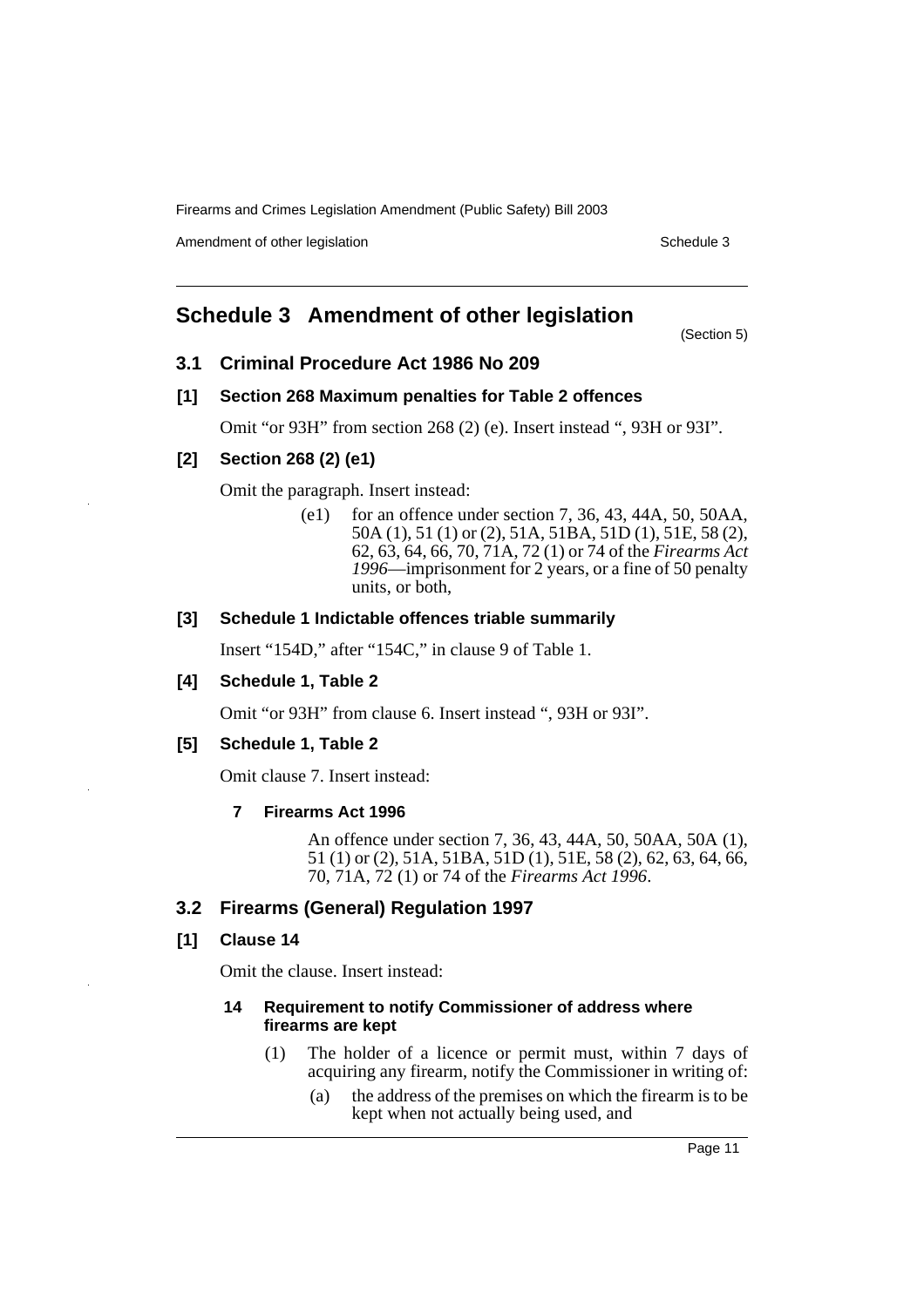# Schedule 3 Amendment of other legislation

(Section 5)

## 3.1 Criminal Procedure Act 1986 No 209

### [1] Section 268 Maximum penalties for Table 2 offences

Omit "or 93H" from section 268 (2) (e). Insert instead ", 93H or 93I".

### [2] Section 268 (2) (e1)

Omit the paragraph. Insert instead:

> (e1) for an offence under section 7, 36, 43, 44A, 50, 50AA, 50A (1), 51 (1) or (2), 51A, 51BA, 51D (1), 51E, 58 (2), 62, 63, 64, 66, 70, 71A, 72 (1) or 74 of the *Firearms Act 1996*—imprisonment for 2 years, or a fine of 50 penalty units, or both,

### [3] Schedule 1 Indictable offences triable summarily

Insert "154D," after "154C," in clause 9 of Table 1.

### [4] Schedule 1, Table 2

Omit "or 93H" from clause 6. Insert instead ", 93H or 93I".

### [5] Schedule 1, Table 2

Omit clause 7. Insert instead:

> **7 Firearms Act 1996**
>
> An offence under section 7, 36, 43, 44A, 50, 50AA, 50A (1), 51 (1) or (2), 51A, 51BA, 51D (1), 51E, 58 (2), 62, 63, 64, 66, 70, 71A, 72 (1) or 74 of the *Firearms Act 1996*.

## 3.2 Firearms (General) Regulation 1997

### [1] Clause 14

Omit the clause. Insert instead:

> **14 Requirement to notify Commissioner of address where firearms are kept**
>
> (1) The holder of a licence or permit must, within 7 days of acquiring any firearm, notify the Commissioner in writing of:
>
> (a) the address of the premises on which the firearm is to be kept when not actually being used, and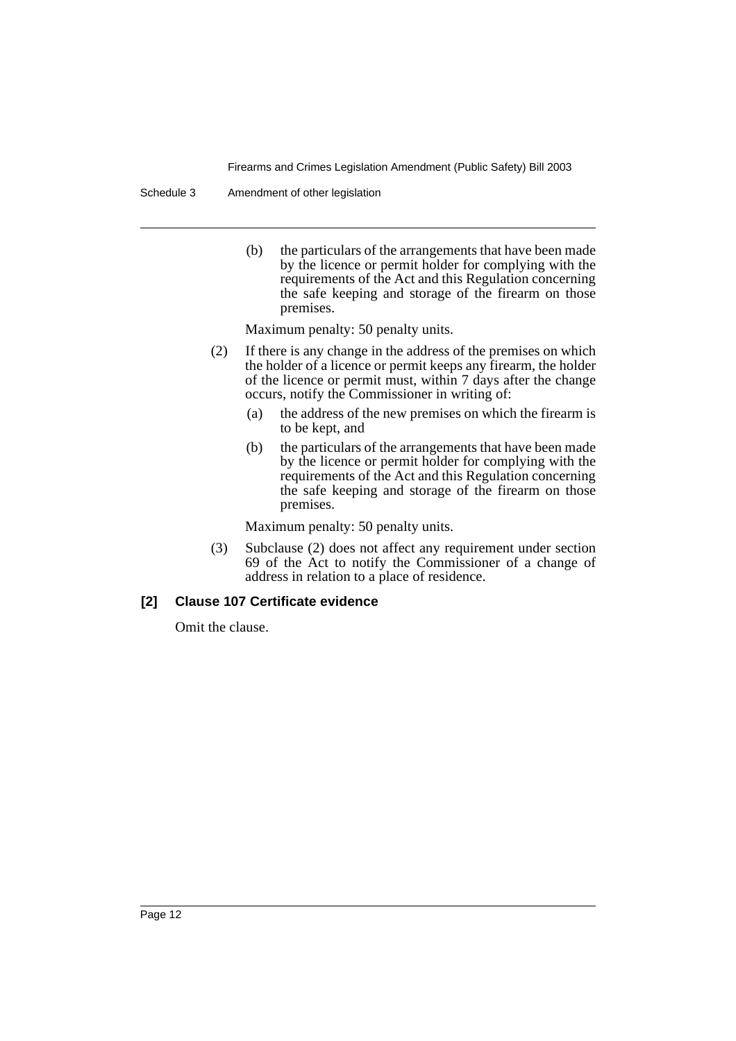(b) the particulars of the arrangements that have been made by the licence or permit holder for complying with the requirements of the Act and this Regulation concerning the safe keeping and storage of the firearm on those premises.

Maximum penalty: 50 penalty units.

(2) If there is any change in the address of the premises on which the holder of a licence or permit keeps any firearm, the holder of the licence or permit must, within 7 days after the change occurs, notify the Commissioner in writing of:

(a) the address of the new premises on which the firearm is to be kept, and

(b) the particulars of the arrangements that have been made by the licence or permit holder for complying with the requirements of the Act and this Regulation concerning the safe keeping and storage of the firearm on those premises.

Maximum penalty: 50 penalty units.

(3) Subclause (2) does not affect any requirement under section 69 of the Act to notify the Commissioner of a change of address in relation to a place of residence.

**[2] Clause 107 Certificate evidence**

Omit the clause.